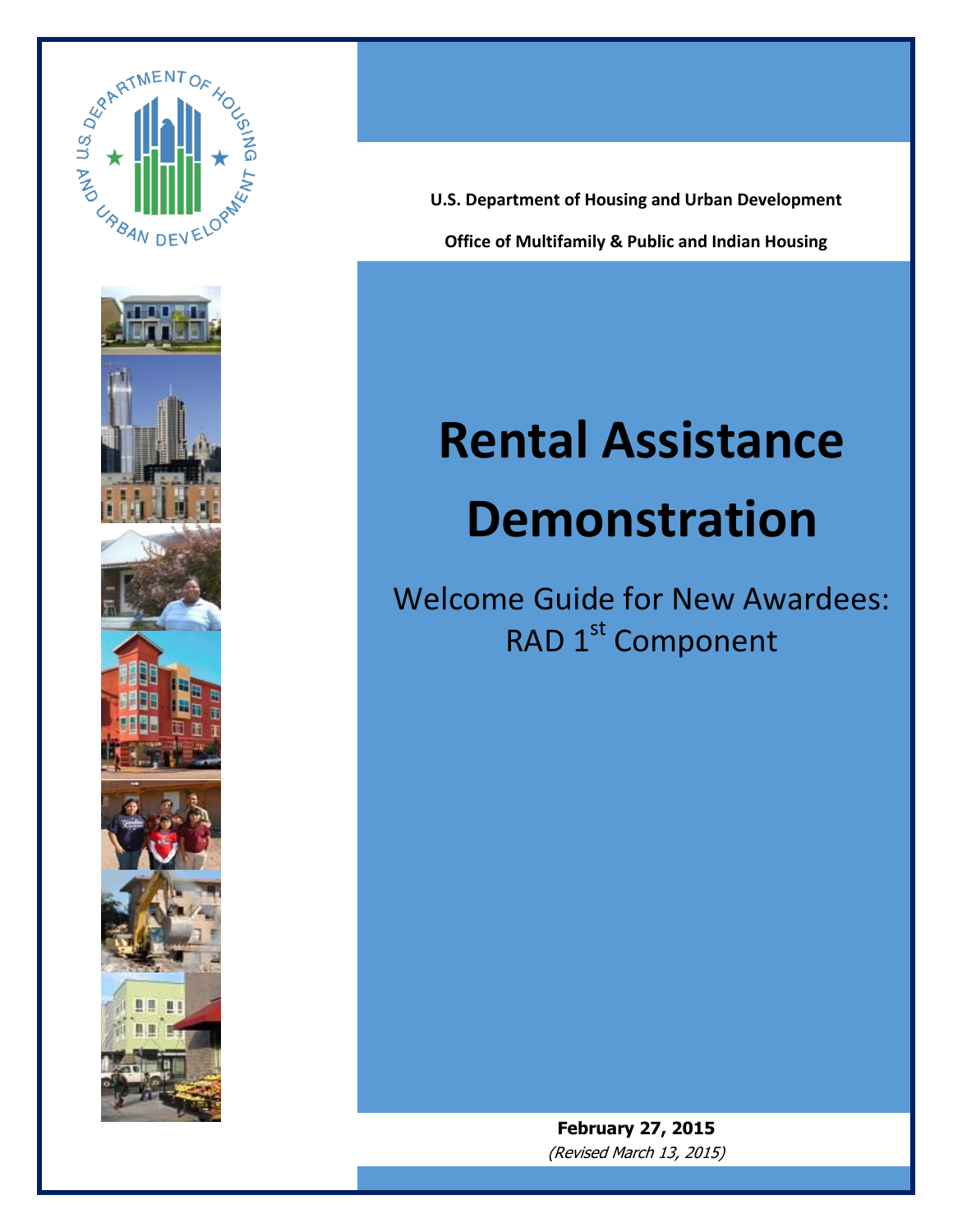U.S. Department of Housing and Urban Development

Office of Multifamily & Public and Indian Housing

# Rental Assistance Demonstration

## Welcome Guide for New Awardees: RAD 1st Component

**February 27, 2015**

*(Revised March 13, 2015)*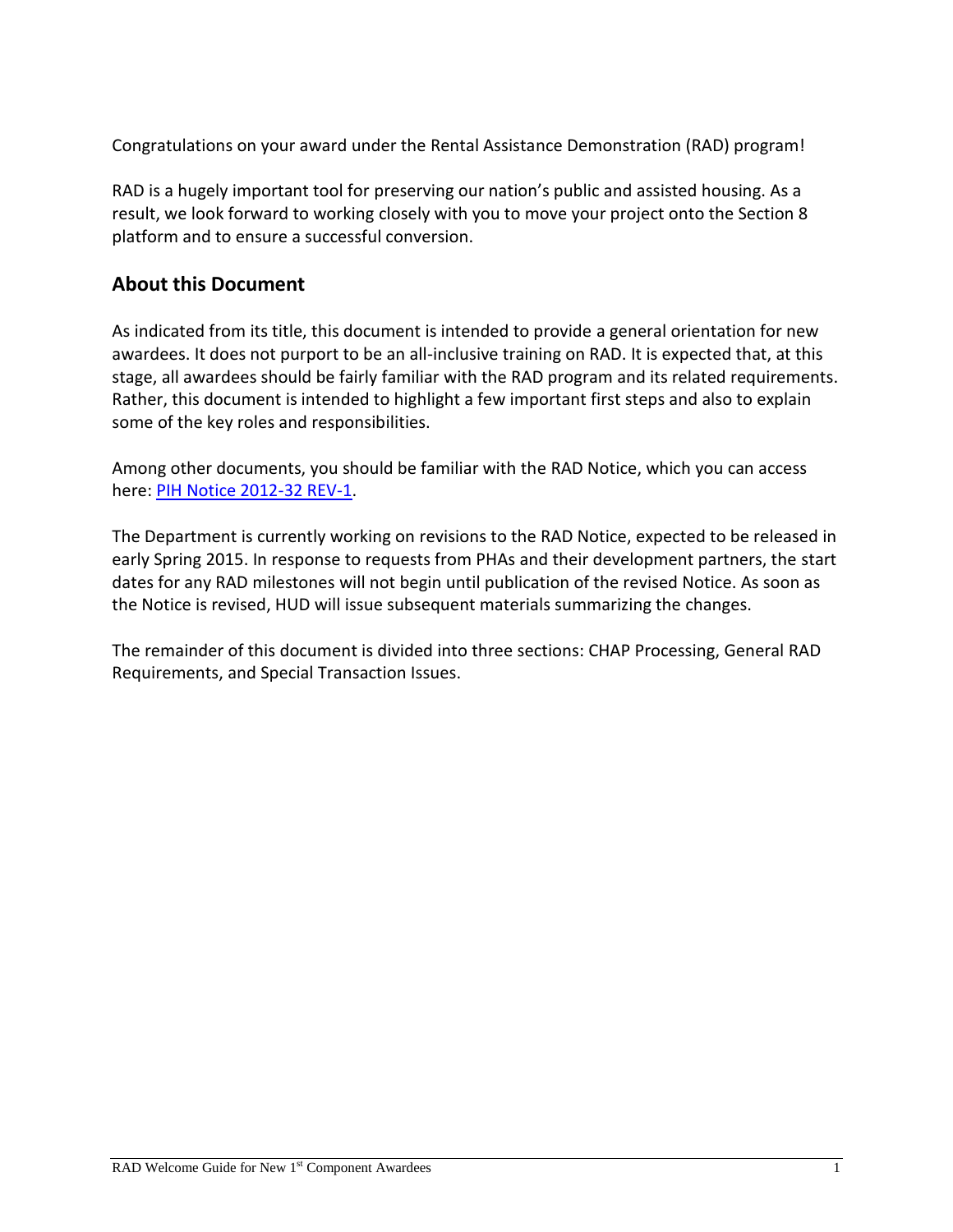Congratulations on your award under the Rental Assistance Demonstration (RAD) program!

RAD is a hugely important tool for preserving our nation's public and assisted housing. As a result, we look forward to working closely with you to move your project onto the Section 8 platform and to ensure a successful conversion.

## About this Document

As indicated from its title, this document is intended to provide a general orientation for new awardees. It does not purport to be an all-inclusive training on RAD. It is expected that, at this stage, all awardees should be fairly familiar with the RAD program and its related requirements. Rather, this document is intended to highlight a few important first steps and also to explain some of the key roles and responsibilities.

Among other documents, you should be familiar with the RAD Notice, which you can access here: PIH Notice 2012-32 REV-1.

The Department is currently working on revisions to the RAD Notice, expected to be released in early Spring 2015. In response to requests from PHAs and their development partners, the start dates for any RAD milestones will not begin until publication of the revised Notice. As soon as the Notice is revised, HUD will issue subsequent materials summarizing the changes.

The remainder of this document is divided into three sections: CHAP Processing, General RAD Requirements, and Special Transaction Issues.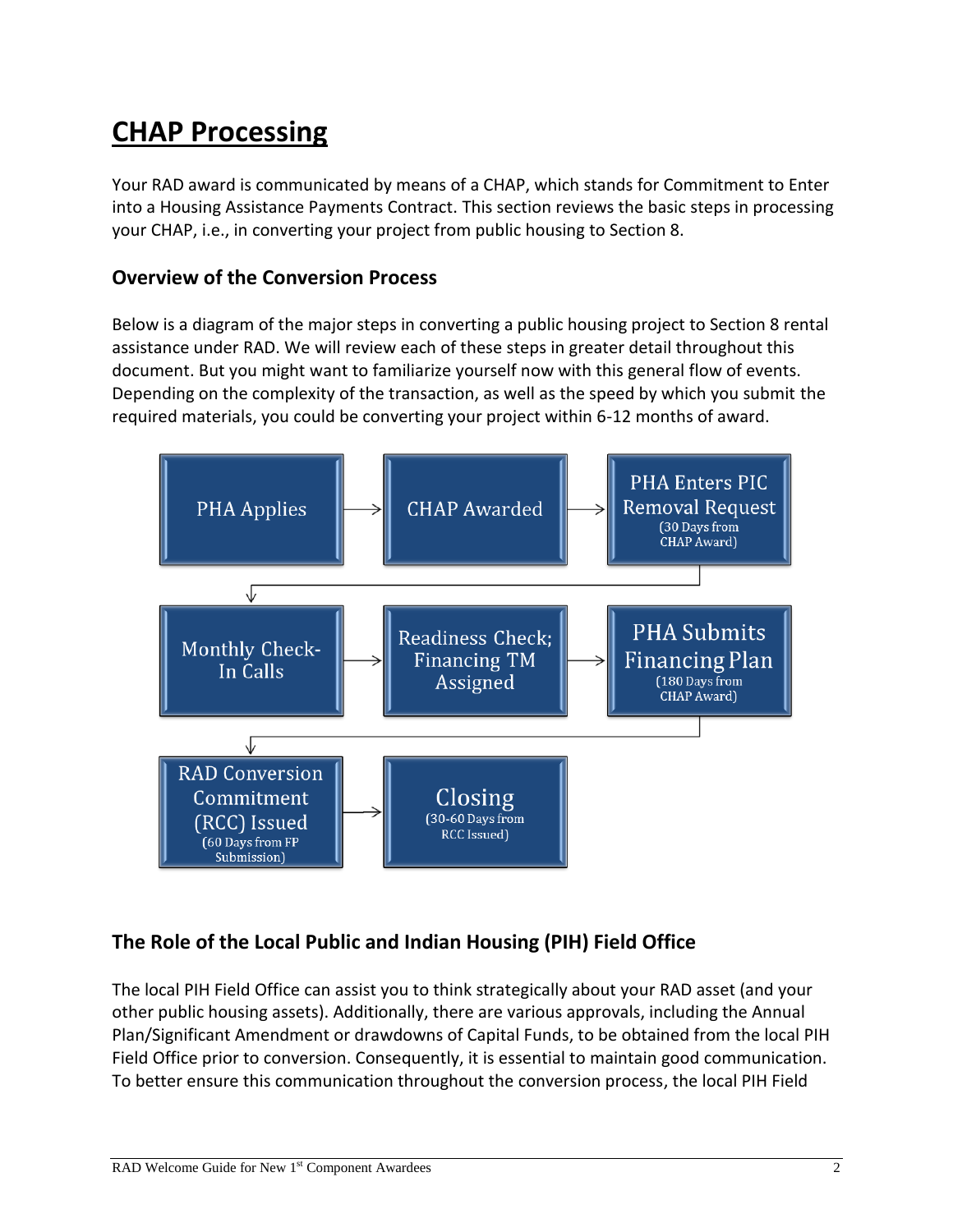# CHAP Processing

Your RAD award is communicated by means of a CHAP, which stands for Commitment to Enter into a Housing Assistance Payments Contract. This section reviews the basic steps in processing your CHAP, i.e., in converting your project from public housing to Section 8.

## Overview of the Conversion Process

Below is a diagram of the major steps in converting a public housing project to Section 8 rental assistance under RAD. We will review each of these steps in greater detail throughout this document. But you might want to familiarize yourself now with this general flow of events. Depending on the complexity of the transaction, as well as the speed by which you submit the required materials, you could be converting your project within 6-12 months of award.

PHA Applies → CHAP Awarded → PHA Enters PIC Removal Request (30 Days from CHAP Award) → Monthly Check-In Calls → Readiness Check; Financing TM Assigned → PHA Submits Financing Plan (180 Days from CHAP Award) → RAD Conversion Commitment (RCC) Issued (60 Days from FP Submission) → Closing (30-60 Days from RCC Issued)

## The Role of the Local Public and Indian Housing (PIH) Field Office

The local PIH Field Office can assist you to think strategically about your RAD asset (and your other public housing assets). Additionally, there are various approvals, including the Annual Plan/Significant Amendment or drawdowns of Capital Funds, to be obtained from the local PIH Field Office prior to conversion. Consequently, it is essential to maintain good communication. To better ensure this communication throughout the conversion process, the local PIH Field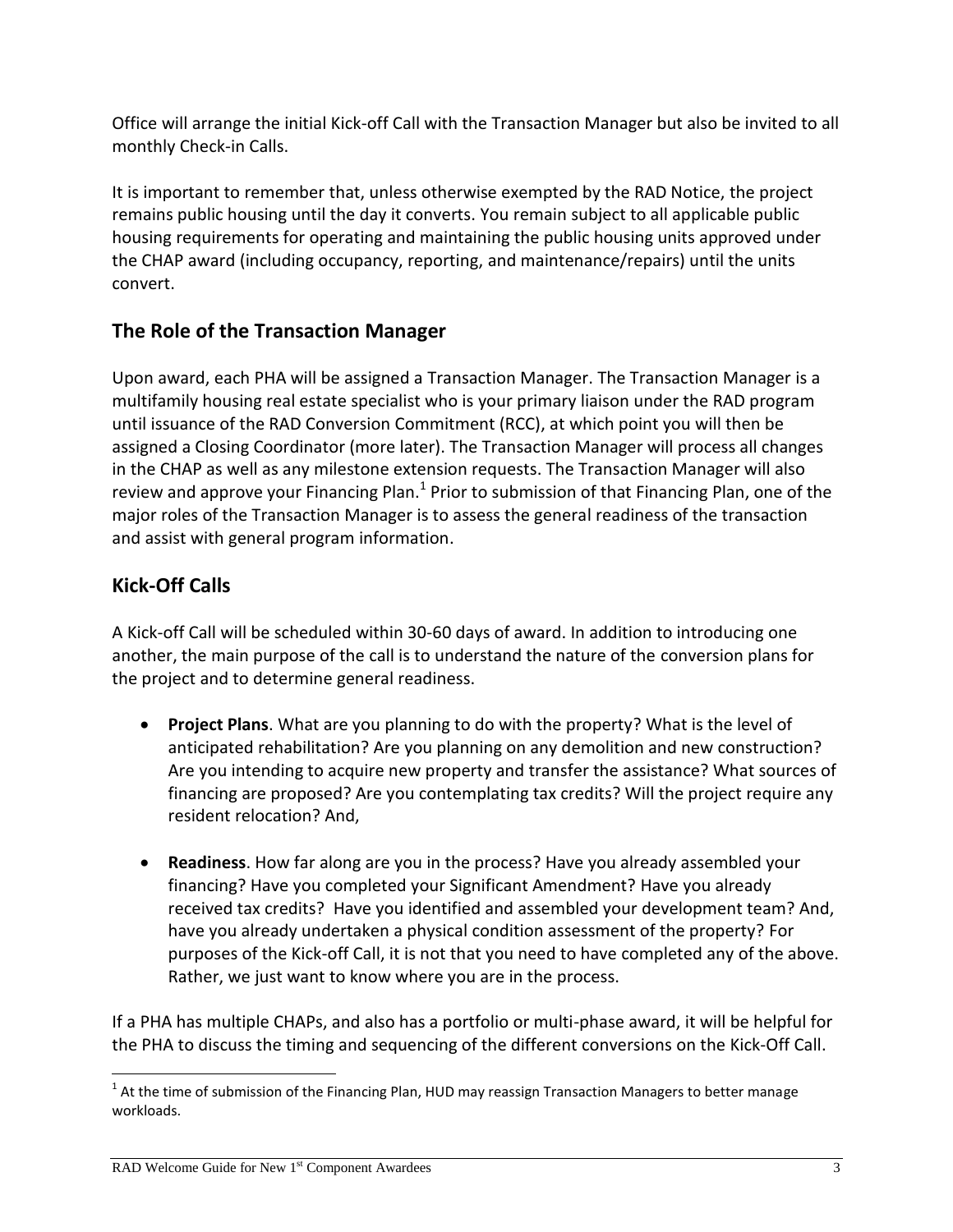Office will arrange the initial Kick-off Call with the Transaction Manager but also be invited to all monthly Check-in Calls.

It is important to remember that, unless otherwise exempted by the RAD Notice, the project remains public housing until the day it converts. You remain subject to all applicable public housing requirements for operating and maintaining the public housing units approved under the CHAP award (including occupancy, reporting, and maintenance/repairs) until the units convert.

## The Role of the Transaction Manager

Upon award, each PHA will be assigned a Transaction Manager. The Transaction Manager is a multifamily housing real estate specialist who is your primary liaison under the RAD program until issuance of the RAD Conversion Commitment (RCC), at which point you will then be assigned a Closing Coordinator (more later). The Transaction Manager will process all changes in the CHAP as well as any milestone extension requests. The Transaction Manager will also review and approve your Financing Plan.[1] Prior to submission of that Financing Plan, one of the major roles of the Transaction Manager is to assess the general readiness of the transaction and assist with general program information.

## Kick-Off Calls

A Kick-off Call will be scheduled within 30-60 days of award. In addition to introducing one another, the main purpose of the call is to understand the nature of the conversion plans for the project and to determine general readiness.

- **Project Plans**. What are you planning to do with the property? What is the level of anticipated rehabilitation? Are you planning on any demolition and new construction? Are you intending to acquire new property and transfer the assistance? What sources of financing are proposed? Are you contemplating tax credits? Will the project require any resident relocation? And,

- **Readiness**. How far along are you in the process? Have you already assembled your financing? Have you completed your Significant Amendment? Have you already received tax credits? Have you identified and assembled your development team? And, have you already undertaken a physical condition assessment of the property? For purposes of the Kick-off Call, it is not that you need to have completed any of the above. Rather, we just want to know where you are in the process.

If a PHA has multiple CHAPs, and also has a portfolio or multi-phase award, it will be helpful for the PHA to discuss the timing and sequencing of the different conversions on the Kick-Off Call.

[1] At the time of submission of the Financing Plan, HUD may reassign Transaction Managers to better manage workloads.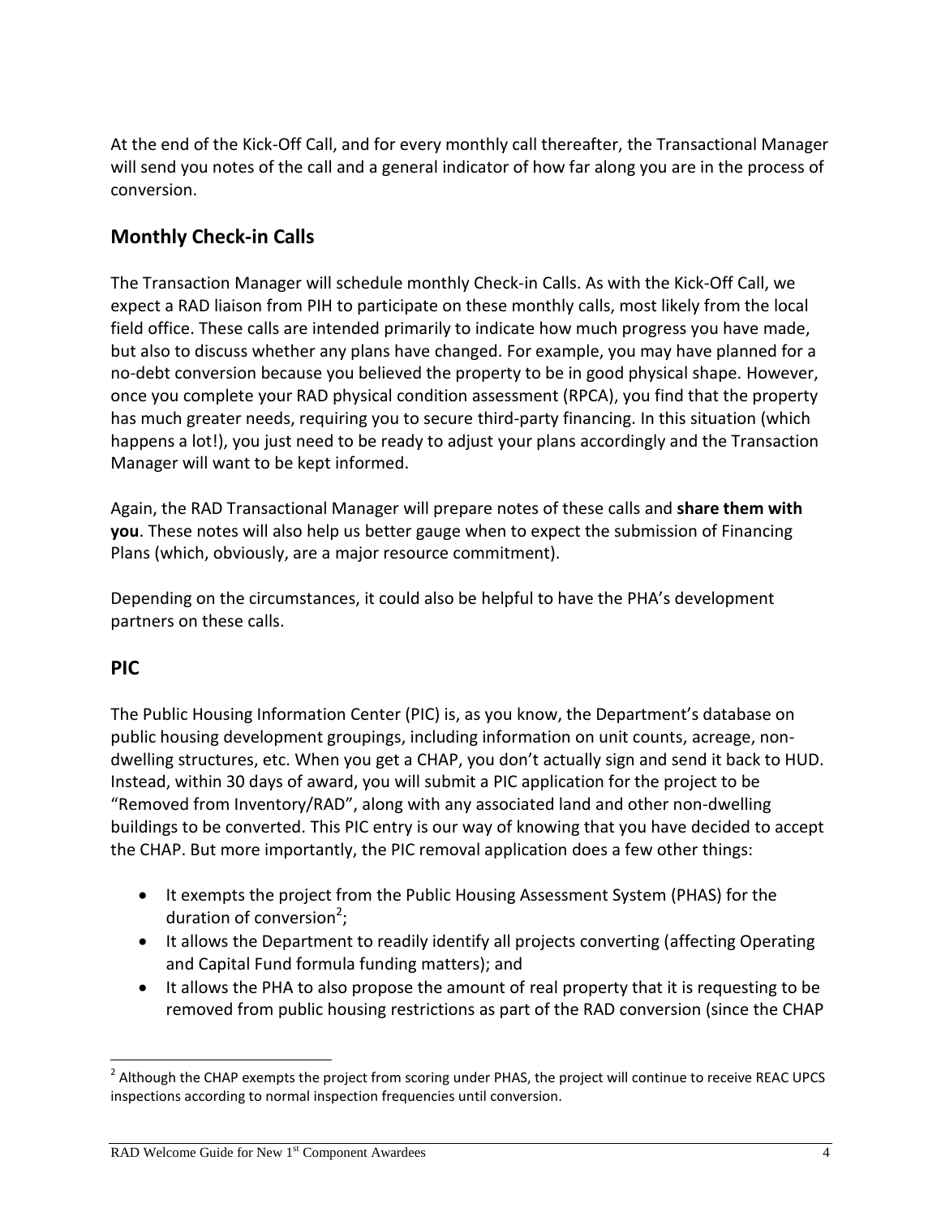At the end of the Kick-Off Call, and for every monthly call thereafter, the Transactional Manager will send you notes of the call and a general indicator of how far along you are in the process of conversion.

## Monthly Check-in Calls

The Transaction Manager will schedule monthly Check-in Calls. As with the Kick-Off Call, we expect a RAD liaison from PIH to participate on these monthly calls, most likely from the local field office. These calls are intended primarily to indicate how much progress you have made, but also to discuss whether any plans have changed. For example, you may have planned for a no-debt conversion because you believed the property to be in good physical shape. However, once you complete your RAD physical condition assessment (RPCA), you find that the property has much greater needs, requiring you to secure third-party financing. In this situation (which happens a lot!), you just need to be ready to adjust your plans accordingly and the Transaction Manager will want to be kept informed.

Again, the RAD Transactional Manager will prepare notes of these calls and **share them with you**. These notes will also help us better gauge when to expect the submission of Financing Plans (which, obviously, are a major resource commitment).

Depending on the circumstances, it could also be helpful to have the PHA's development partners on these calls.

## PIC

The Public Housing Information Center (PIC) is, as you know, the Department's database on public housing development groupings, including information on unit counts, acreage, non-dwelling structures, etc. When you get a CHAP, you don't actually sign and send it back to HUD. Instead, within 30 days of award, you will submit a PIC application for the project to be "Removed from Inventory/RAD", along with any associated land and other non-dwelling buildings to be converted. This PIC entry is our way of knowing that you have decided to accept the CHAP. But more importantly, the PIC removal application does a few other things:

- It exempts the project from the Public Housing Assessment System (PHAS) for the duration of conversion[2];
- It allows the Department to readily identify all projects converting (affecting Operating and Capital Fund formula funding matters); and
- It allows the PHA to also propose the amount of real property that it is requesting to be removed from public housing restrictions as part of the RAD conversion (since the CHAP

[2] Although the CHAP exempts the project from scoring under PHAS, the project will continue to receive REAC UPCS inspections according to normal inspection frequencies until conversion.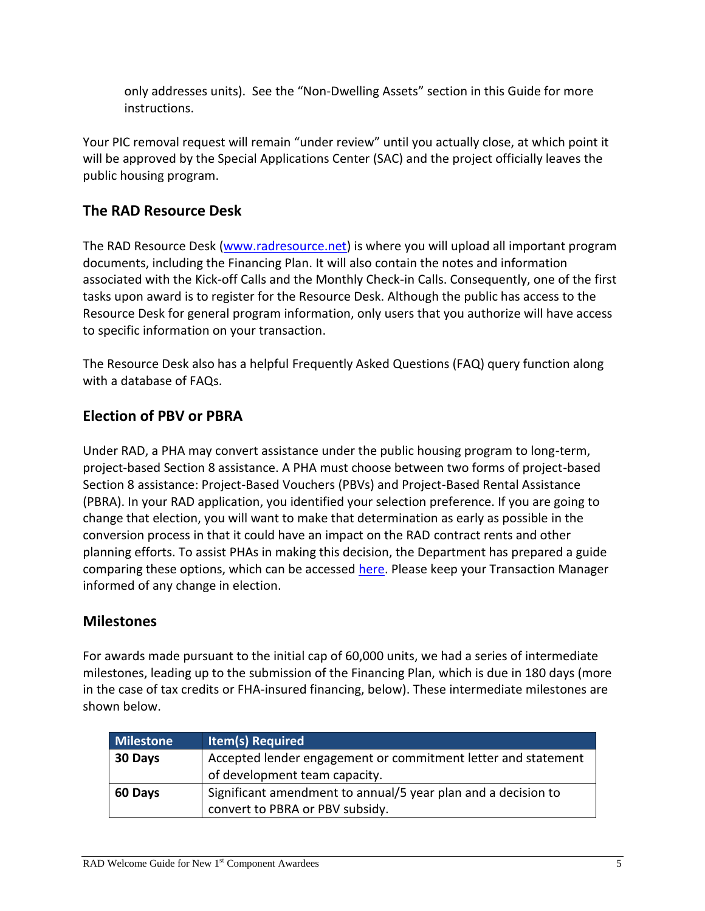only addresses units). See the “Non-Dwelling Assets” section in this Guide for more instructions.

Your PIC removal request will remain “under review” until you actually close, at which point it will be approved by the Special Applications Center (SAC) and the project officially leaves the public housing program.

## The RAD Resource Desk

The RAD Resource Desk ([www.radresource.net](http://www.radresource.net)) is where you will upload all important program documents, including the Financing Plan. It will also contain the notes and information associated with the Kick-off Calls and the Monthly Check-in Calls. Consequently, one of the first tasks upon award is to register for the Resource Desk. Although the public has access to the Resource Desk for general program information, only users that you authorize will have access to specific information on your transaction.

The Resource Desk also has a helpful Frequently Asked Questions (FAQ) query function along with a database of FAQs.

## Election of PBV or PBRA

Under RAD, a PHA may convert assistance under the public housing program to long-term, project-based Section 8 assistance. A PHA must choose between two forms of project-based Section 8 assistance: Project-Based Vouchers (PBVs) and Project-Based Rental Assistance (PBRA). In your RAD application, you identified your selection preference. If you are going to change that election, you will want to make that determination as early as possible in the conversion process in that it could have an impact on the RAD contract rents and other planning efforts. To assist PHAs in making this decision, the Department has prepared a guide comparing these options, which can be accessed here. Please keep your Transaction Manager informed of any change in election.

## Milestones

For awards made pursuant to the initial cap of 60,000 units, we had a series of intermediate milestones, leading up to the submission of the Financing Plan, which is due in 180 days (more in the case of tax credits or FHA-insured financing, below). These intermediate milestones are shown below.

| Milestone | Item(s) Required |
|---|---|
| **30 Days** | Accepted lender engagement or commitment letter and statement of development team capacity. |
| **60 Days** | Significant amendment to annual/5 year plan and a decision to convert to PBRA or PBV subsidy. |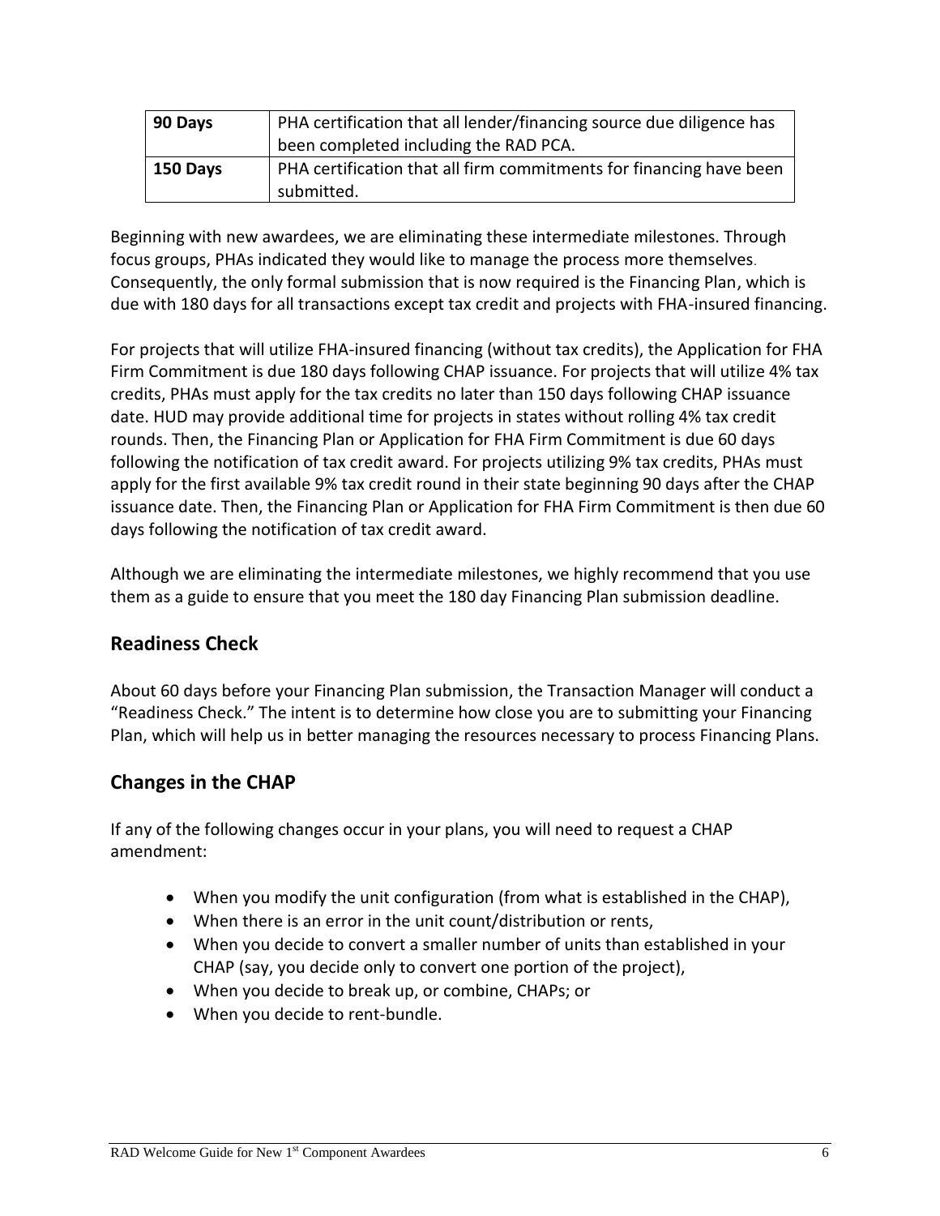| 90 Days | PHA certification that all lender/financing source due diligence has been completed including the RAD PCA. |
|---|---|
| 150 Days | PHA certification that all firm commitments for financing have been submitted. |

Beginning with new awardees, we are eliminating these intermediate milestones. Through focus groups, PHAs indicated they would like to manage the process more themselves. Consequently, the only formal submission that is now required is the Financing Plan, which is due with 180 days for all transactions except tax credit and projects with FHA-insured financing.

For projects that will utilize FHA-insured financing (without tax credits), the Application for FHA Firm Commitment is due 180 days following CHAP issuance. For projects that will utilize 4% tax credits, PHAs must apply for the tax credits no later than 150 days following CHAP issuance date. HUD may provide additional time for projects in states without rolling 4% tax credit rounds. Then, the Financing Plan or Application for FHA Firm Commitment is due 60 days following the notification of tax credit award. For projects utilizing 9% tax credits, PHAs must apply for the first available 9% tax credit round in their state beginning 90 days after the CHAP issuance date. Then, the Financing Plan or Application for FHA Firm Commitment is then due 60 days following the notification of tax credit award.

Although we are eliminating the intermediate milestones, we highly recommend that you use them as a guide to ensure that you meet the 180 day Financing Plan submission deadline.

## Readiness Check

About 60 days before your Financing Plan submission, the Transaction Manager will conduct a "Readiness Check." The intent is to determine how close you are to submitting your Financing Plan, which will help us in better managing the resources necessary to process Financing Plans.

## Changes in the CHAP

If any of the following changes occur in your plans, you will need to request a CHAP amendment:

- When you modify the unit configuration (from what is established in the CHAP),
- When there is an error in the unit count/distribution or rents,
- When you decide to convert a smaller number of units than established in your CHAP (say, you decide only to convert one portion of the project),
- When you decide to break up, or combine, CHAPs; or
- When you decide to rent-bundle.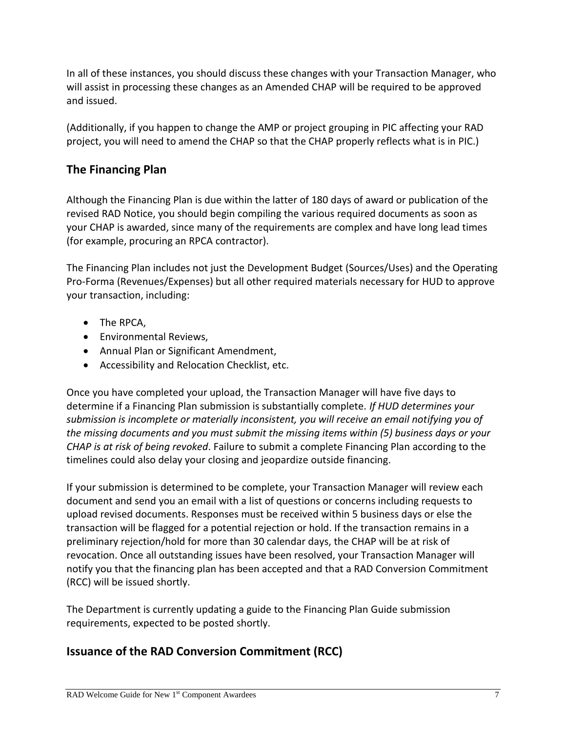In all of these instances, you should discuss these changes with your Transaction Manager, who will assist in processing these changes as an Amended CHAP will be required to be approved and issued.

(Additionally, if you happen to change the AMP or project grouping in PIC affecting your RAD project, you will need to amend the CHAP so that the CHAP properly reflects what is in PIC.)

## The Financing Plan

Although the Financing Plan is due within the latter of 180 days of award or publication of the revised RAD Notice, you should begin compiling the various required documents as soon as your CHAP is awarded, since many of the requirements are complex and have long lead times (for example, procuring an RPCA contractor).

The Financing Plan includes not just the Development Budget (Sources/Uses) and the Operating Pro-Forma (Revenues/Expenses) but all other required materials necessary for HUD to approve your transaction, including:

- The RPCA,
- Environmental Reviews,
- Annual Plan or Significant Amendment,
- Accessibility and Relocation Checklist, etc.

Once you have completed your upload, the Transaction Manager will have five days to determine if a Financing Plan submission is substantially complete. *If HUD determines your submission is incomplete or materially inconsistent, you will receive an email notifying you of the missing documents and you must submit the missing items within (5) business days or your CHAP is at risk of being revoked*. Failure to submit a complete Financing Plan according to the timelines could also delay your closing and jeopardize outside financing.

If your submission is determined to be complete, your Transaction Manager will review each document and send you an email with a list of questions or concerns including requests to upload revised documents. Responses must be received within 5 business days or else the transaction will be flagged for a potential rejection or hold. If the transaction remains in a preliminary rejection/hold for more than 30 calendar days, the CHAP will be at risk of revocation. Once all outstanding issues have been resolved, your Transaction Manager will notify you that the financing plan has been accepted and that a RAD Conversion Commitment (RCC) will be issued shortly.

The Department is currently updating a guide to the Financing Plan Guide submission requirements, expected to be posted shortly.

## Issuance of the RAD Conversion Commitment (RCC)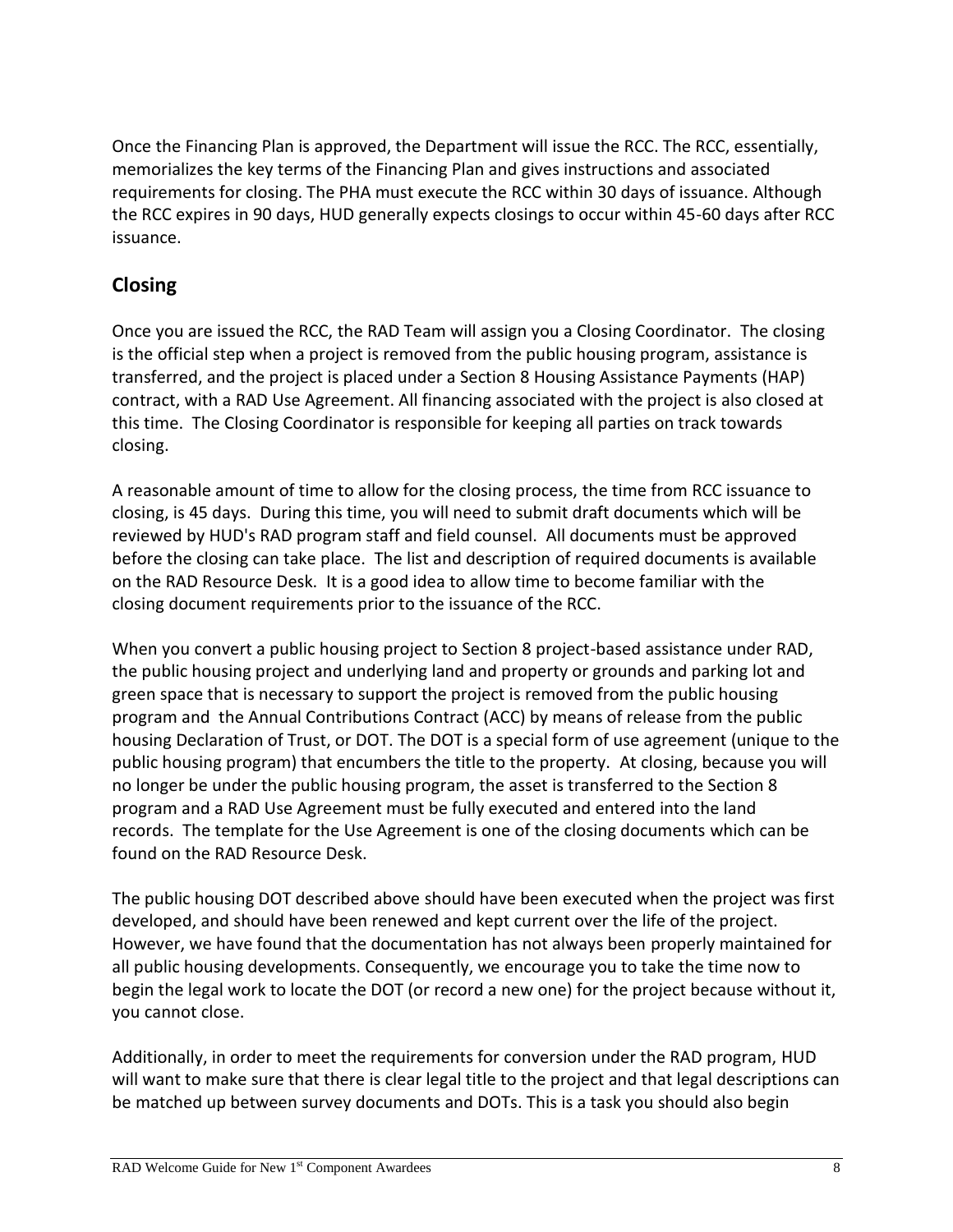Once the Financing Plan is approved, the Department will issue the RCC. The RCC, essentially, memorializes the key terms of the Financing Plan and gives instructions and associated requirements for closing. The PHA must execute the RCC within 30 days of issuance. Although the RCC expires in 90 days, HUD generally expects closings to occur within 45-60 days after RCC issuance.

## Closing

Once you are issued the RCC, the RAD Team will assign you a Closing Coordinator. The closing is the official step when a project is removed from the public housing program, assistance is transferred, and the project is placed under a Section 8 Housing Assistance Payments (HAP) contract, with a RAD Use Agreement. All financing associated with the project is also closed at this time. The Closing Coordinator is responsible for keeping all parties on track towards closing.

A reasonable amount of time to allow for the closing process, the time from RCC issuance to closing, is 45 days. During this time, you will need to submit draft documents which will be reviewed by HUD's RAD program staff and field counsel. All documents must be approved before the closing can take place. The list and description of required documents is available on the RAD Resource Desk. It is a good idea to allow time to become familiar with the closing document requirements prior to the issuance of the RCC.

When you convert a public housing project to Section 8 project-based assistance under RAD, the public housing project and underlying land and property or grounds and parking lot and green space that is necessary to support the project is removed from the public housing program and the Annual Contributions Contract (ACC) by means of release from the public housing Declaration of Trust, or DOT. The DOT is a special form of use agreement (unique to the public housing program) that encumbers the title to the property. At closing, because you will no longer be under the public housing program, the asset is transferred to the Section 8 program and a RAD Use Agreement must be fully executed and entered into the land records. The template for the Use Agreement is one of the closing documents which can be found on the RAD Resource Desk.

The public housing DOT described above should have been executed when the project was first developed, and should have been renewed and kept current over the life of the project. However, we have found that the documentation has not always been properly maintained for all public housing developments. Consequently, we encourage you to take the time now to begin the legal work to locate the DOT (or record a new one) for the project because without it, you cannot close.

Additionally, in order to meet the requirements for conversion under the RAD program, HUD will want to make sure that there is clear legal title to the project and that legal descriptions can be matched up between survey documents and DOTs. This is a task you should also begin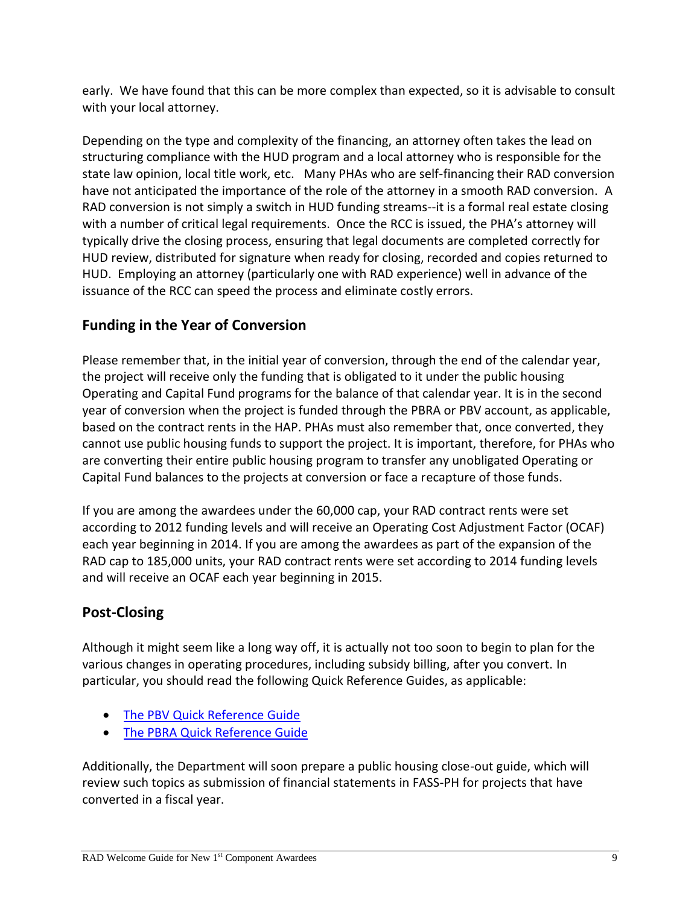early. We have found that this can be more complex than expected, so it is advisable to consult with your local attorney.

Depending on the type and complexity of the financing, an attorney often takes the lead on structuring compliance with the HUD program and a local attorney who is responsible for the state law opinion, local title work, etc. Many PHAs who are self-financing their RAD conversion have not anticipated the importance of the role of the attorney in a smooth RAD conversion. A RAD conversion is not simply a switch in HUD funding streams--it is a formal real estate closing with a number of critical legal requirements. Once the RCC is issued, the PHA's attorney will typically drive the closing process, ensuring that legal documents are completed correctly for HUD review, distributed for signature when ready for closing, recorded and copies returned to HUD. Employing an attorney (particularly one with RAD experience) well in advance of the issuance of the RCC can speed the process and eliminate costly errors.

## Funding in the Year of Conversion

Please remember that, in the initial year of conversion, through the end of the calendar year, the project will receive only the funding that is obligated to it under the public housing Operating and Capital Fund programs for the balance of that calendar year. It is in the second year of conversion when the project is funded through the PBRA or PBV account, as applicable, based on the contract rents in the HAP. PHAs must also remember that, once converted, they cannot use public housing funds to support the project. It is important, therefore, for PHAs who are converting their entire public housing program to transfer any unobligated Operating or Capital Fund balances to the projects at conversion or face a recapture of those funds.

If you are among the awardees under the 60,000 cap, your RAD contract rents were set according to 2012 funding levels and will receive an Operating Cost Adjustment Factor (OCAF) each year beginning in 2014. If you are among the awardees as part of the expansion of the RAD cap to 185,000 units, your RAD contract rents were set according to 2014 funding levels and will receive an OCAF each year beginning in 2015.

## Post-Closing

Although it might seem like a long way off, it is actually not too soon to begin to plan for the various changes in operating procedures, including subsidy billing, after you convert. In particular, you should read the following Quick Reference Guides, as applicable:

- The PBV Quick Reference Guide
- The PBRA Quick Reference Guide

Additionally, the Department will soon prepare a public housing close-out guide, which will review such topics as submission of financial statements in FASS-PH for projects that have converted in a fiscal year.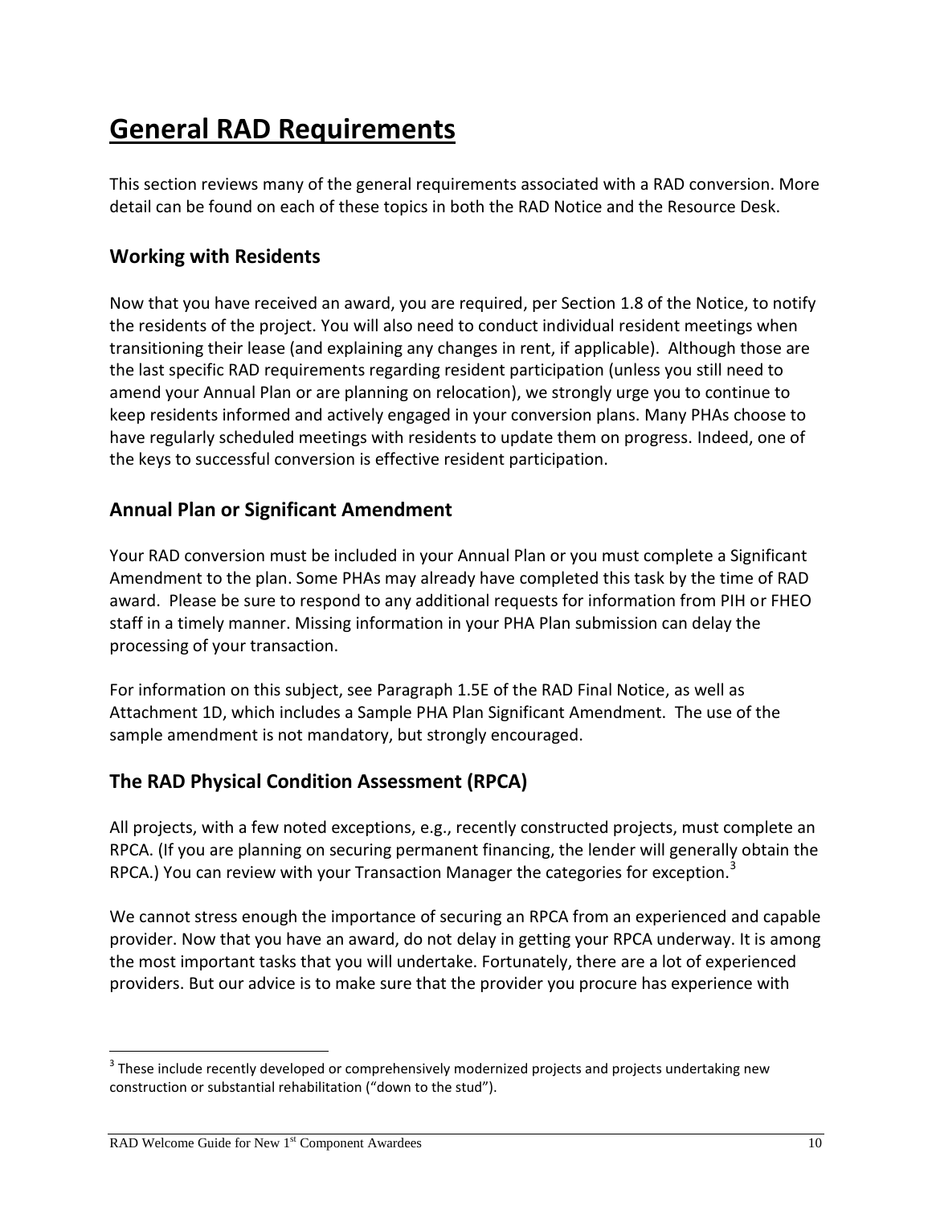# General RAD Requirements

This section reviews many of the general requirements associated with a RAD conversion. More detail can be found on each of these topics in both the RAD Notice and the Resource Desk.

## Working with Residents

Now that you have received an award, you are required, per Section 1.8 of the Notice, to notify the residents of the project. You will also need to conduct individual resident meetings when transitioning their lease (and explaining any changes in rent, if applicable). Although those are the last specific RAD requirements regarding resident participation (unless you still need to amend your Annual Plan or are planning on relocation), we strongly urge you to continue to keep residents informed and actively engaged in your conversion plans. Many PHAs choose to have regularly scheduled meetings with residents to update them on progress. Indeed, one of the keys to successful conversion is effective resident participation.

## Annual Plan or Significant Amendment

Your RAD conversion must be included in your Annual Plan or you must complete a Significant Amendment to the plan. Some PHAs may already have completed this task by the time of RAD award. Please be sure to respond to any additional requests for information from PIH or FHEO staff in a timely manner. Missing information in your PHA Plan submission can delay the processing of your transaction.

For information on this subject, see Paragraph 1.5E of the RAD Final Notice, as well as Attachment 1D, which includes a Sample PHA Plan Significant Amendment. The use of the sample amendment is not mandatory, but strongly encouraged.

## The RAD Physical Condition Assessment (RPCA)

All projects, with a few noted exceptions, e.g., recently constructed projects, must complete an RPCA. (If you are planning on securing permanent financing, the lender will generally obtain the RPCA.) You can review with your Transaction Manager the categories for exception.[3]

We cannot stress enough the importance of securing an RPCA from an experienced and capable provider. Now that you have an award, do not delay in getting your RPCA underway. It is among the most important tasks that you will undertake. Fortunately, there are a lot of experienced providers. But our advice is to make sure that the provider you procure has experience with

[3] These include recently developed or comprehensively modernized projects and projects undertaking new construction or substantial rehabilitation ("down to the stud").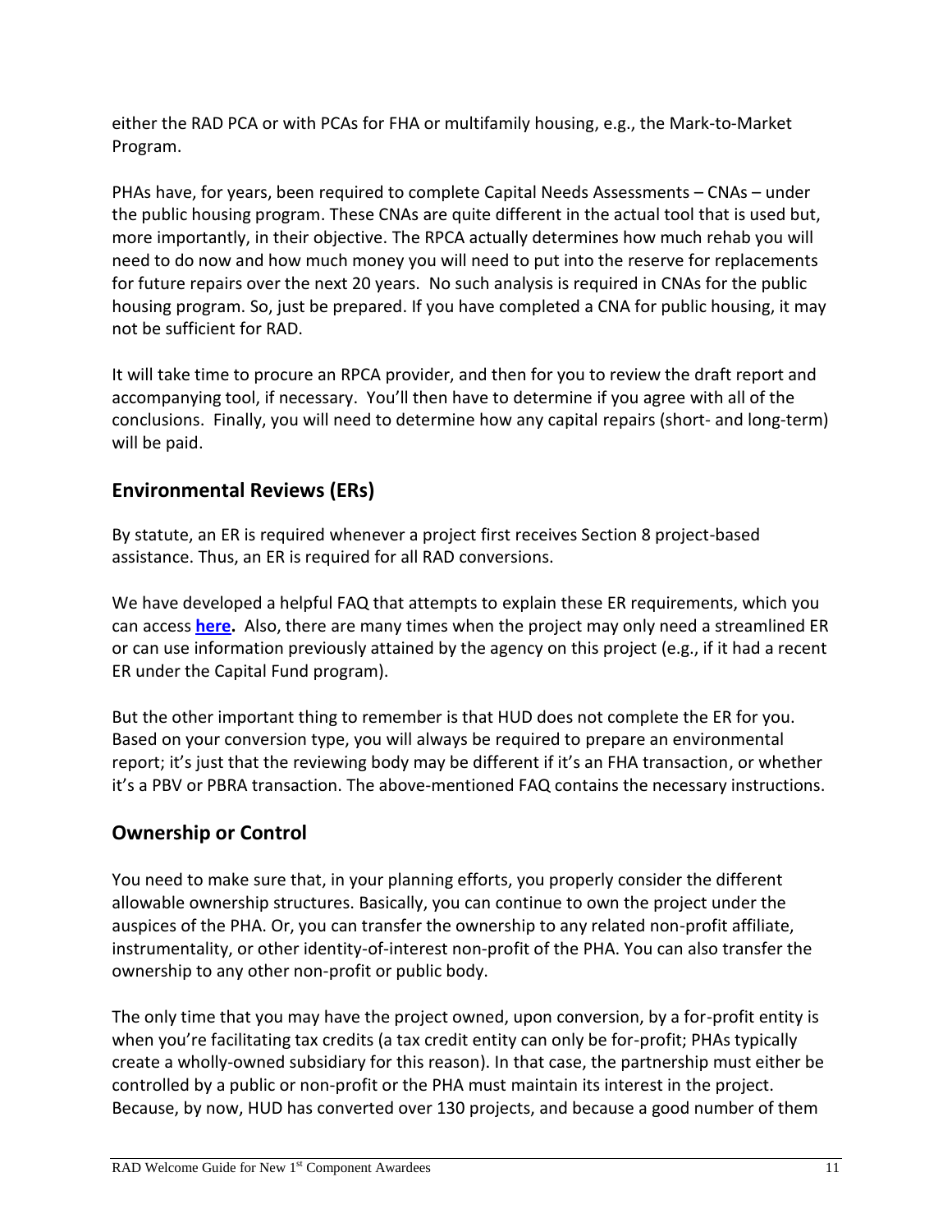either the RAD PCA or with PCAs for FHA or multifamily housing, e.g., the Mark-to-Market Program.

PHAs have, for years, been required to complete Capital Needs Assessments – CNAs – under the public housing program. These CNAs are quite different in the actual tool that is used but, more importantly, in their objective. The RPCA actually determines how much rehab you will need to do now and how much money you will need to put into the reserve for replacements for future repairs over the next 20 years. No such analysis is required in CNAs for the public housing program. So, just be prepared. If you have completed a CNA for public housing, it may not be sufficient for RAD.

It will take time to procure an RPCA provider, and then for you to review the draft report and accompanying tool, if necessary. You'll then have to determine if you agree with all of the conclusions. Finally, you will need to determine how any capital repairs (short- and long-term) will be paid.

## Environmental Reviews (ERs)

By statute, an ER is required whenever a project first receives Section 8 project-based assistance. Thus, an ER is required for all RAD conversions.

We have developed a helpful FAQ that attempts to explain these ER requirements, which you can access **here.** Also, there are many times when the project may only need a streamlined ER or can use information previously attained by the agency on this project (e.g., if it had a recent ER under the Capital Fund program).

But the other important thing to remember is that HUD does not complete the ER for you. Based on your conversion type, you will always be required to prepare an environmental report; it's just that the reviewing body may be different if it's an FHA transaction, or whether it's a PBV or PBRA transaction. The above-mentioned FAQ contains the necessary instructions.

## Ownership or Control

You need to make sure that, in your planning efforts, you properly consider the different allowable ownership structures. Basically, you can continue to own the project under the auspices of the PHA. Or, you can transfer the ownership to any related non-profit affiliate, instrumentality, or other identity-of-interest non-profit of the PHA. You can also transfer the ownership to any other non-profit or public body.

The only time that you may have the project owned, upon conversion, by a for-profit entity is when you're facilitating tax credits (a tax credit entity can only be for-profit; PHAs typically create a wholly-owned subsidiary for this reason). In that case, the partnership must either be controlled by a public or non-profit or the PHA must maintain its interest in the project. Because, by now, HUD has converted over 130 projects, and because a good number of them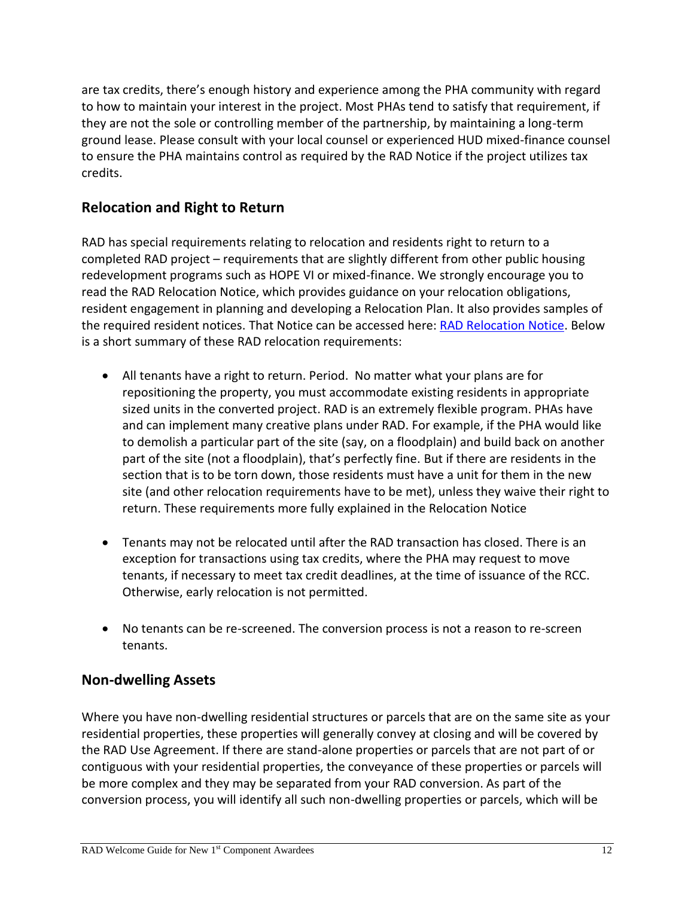are tax credits, there's enough history and experience among the PHA community with regard to how to maintain your interest in the project. Most PHAs tend to satisfy that requirement, if they are not the sole or controlling member of the partnership, by maintaining a long-term ground lease. Please consult with your local counsel or experienced HUD mixed-finance counsel to ensure the PHA maintains control as required by the RAD Notice if the project utilizes tax credits.

## Relocation and Right to Return

RAD has special requirements relating to relocation and residents right to return to a completed RAD project – requirements that are slightly different from other public housing redevelopment programs such as HOPE VI or mixed-finance. We strongly encourage you to read the RAD Relocation Notice, which provides guidance on your relocation obligations, resident engagement in planning and developing a Relocation Plan. It also provides samples of the required resident notices. That Notice can be accessed here: [RAD Relocation Notice](). Below is a short summary of these RAD relocation requirements:

- All tenants have a right to return. Period. No matter what your plans are for repositioning the property, you must accommodate existing residents in appropriate sized units in the converted project. RAD is an extremely flexible program. PHAs have and can implement many creative plans under RAD. For example, if the PHA would like to demolish a particular part of the site (say, on a floodplain) and build back on another part of the site (not a floodplain), that's perfectly fine. But if there are residents in the section that is to be torn down, those residents must have a unit for them in the new site (and other relocation requirements have to be met), unless they waive their right to return. These requirements more fully explained in the Relocation Notice

- Tenants may not be relocated until after the RAD transaction has closed. There is an exception for transactions using tax credits, where the PHA may request to move tenants, if necessary to meet tax credit deadlines, at the time of issuance of the RCC. Otherwise, early relocation is not permitted.

- No tenants can be re-screened. The conversion process is not a reason to re-screen tenants.

## Non-dwelling Assets

Where you have non-dwelling residential structures or parcels that are on the same site as your residential properties, these properties will generally convey at closing and will be covered by the RAD Use Agreement. If there are stand-alone properties or parcels that are not part of or contiguous with your residential properties, the conveyance of these properties or parcels will be more complex and they may be separated from your RAD conversion. As part of the conversion process, you will identify all such non-dwelling properties or parcels, which will be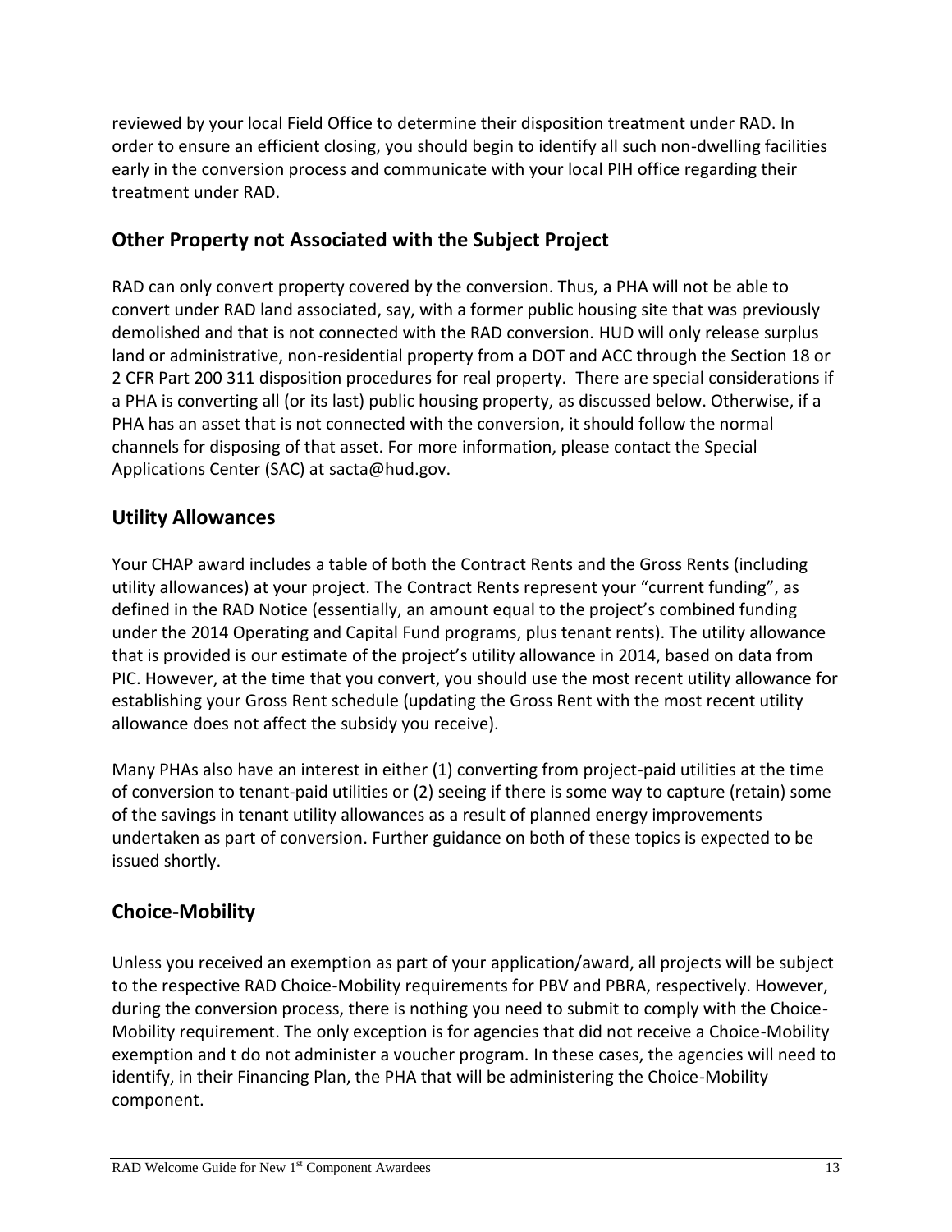reviewed by your local Field Office to determine their disposition treatment under RAD. In order to ensure an efficient closing, you should begin to identify all such non-dwelling facilities early in the conversion process and communicate with your local PIH office regarding their treatment under RAD.

## Other Property not Associated with the Subject Project

RAD can only convert property covered by the conversion. Thus, a PHA will not be able to convert under RAD land associated, say, with a former public housing site that was previously demolished and that is not connected with the RAD conversion. HUD will only release surplus land or administrative, non-residential property from a DOT and ACC through the Section 18 or 2 CFR Part 200 311 disposition procedures for real property. There are special considerations if a PHA is converting all (or its last) public housing property, as discussed below. Otherwise, if a PHA has an asset that is not connected with the conversion, it should follow the normal channels for disposing of that asset. For more information, please contact the Special Applications Center (SAC) at sacta@hud.gov.

## Utility Allowances

Your CHAP award includes a table of both the Contract Rents and the Gross Rents (including utility allowances) at your project. The Contract Rents represent your "current funding", as defined in the RAD Notice (essentially, an amount equal to the project's combined funding under the 2014 Operating and Capital Fund programs, plus tenant rents). The utility allowance that is provided is our estimate of the project's utility allowance in 2014, based on data from PIC. However, at the time that you convert, you should use the most recent utility allowance for establishing your Gross Rent schedule (updating the Gross Rent with the most recent utility allowance does not affect the subsidy you receive).

Many PHAs also have an interest in either (1) converting from project-paid utilities at the time of conversion to tenant-paid utilities or (2) seeing if there is some way to capture (retain) some of the savings in tenant utility allowances as a result of planned energy improvements undertaken as part of conversion. Further guidance on both of these topics is expected to be issued shortly.

## Choice-Mobility

Unless you received an exemption as part of your application/award, all projects will be subject to the respective RAD Choice-Mobility requirements for PBV and PBRA, respectively. However, during the conversion process, there is nothing you need to submit to comply with the Choice-Mobility requirement. The only exception is for agencies that did not receive a Choice-Mobility exemption and t do not administer a voucher program. In these cases, the agencies will need to identify, in their Financing Plan, the PHA that will be administering the Choice-Mobility component.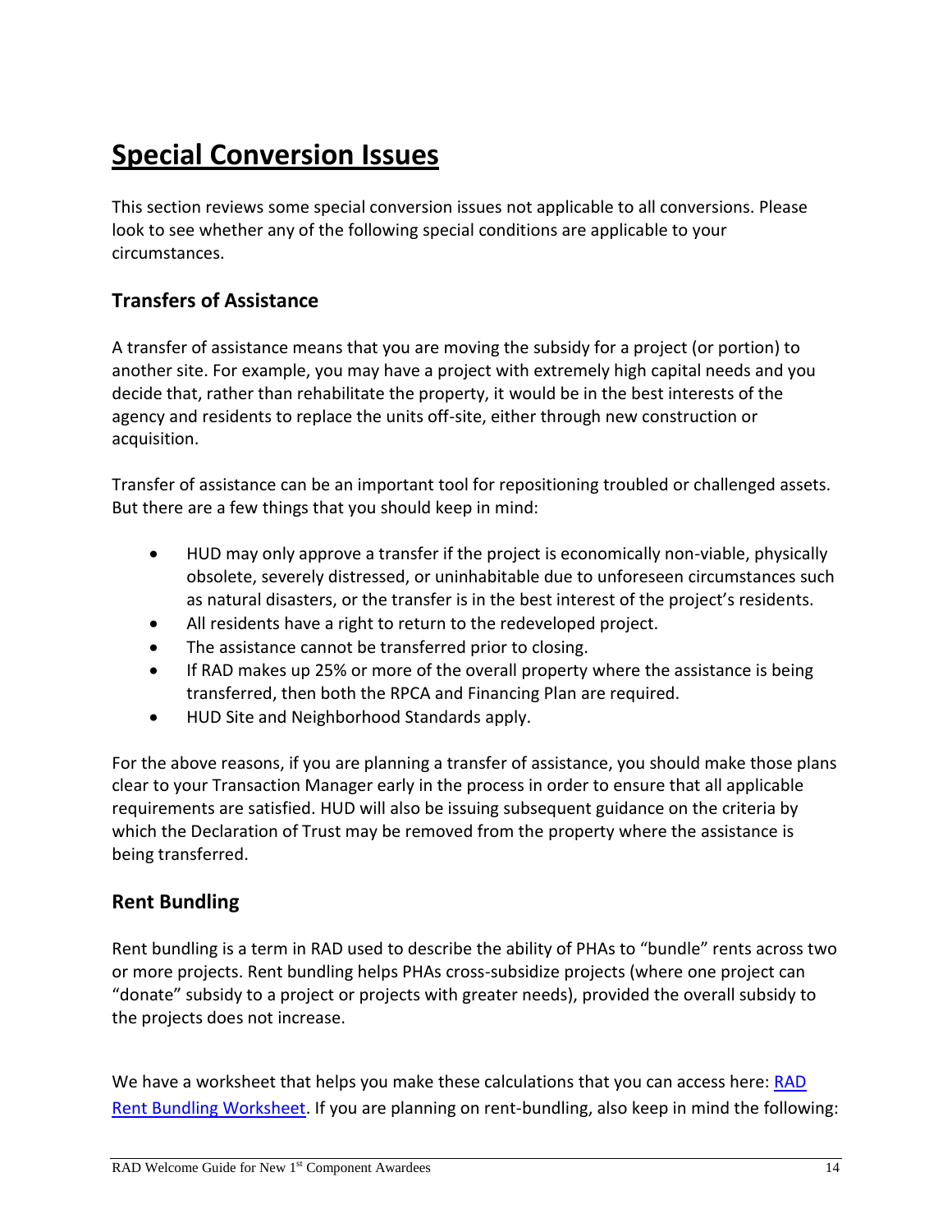# Special Conversion Issues

This section reviews some special conversion issues not applicable to all conversions. Please look to see whether any of the following special conditions are applicable to your circumstances.

## Transfers of Assistance

A transfer of assistance means that you are moving the subsidy for a project (or portion) to another site. For example, you may have a project with extremely high capital needs and you decide that, rather than rehabilitate the property, it would be in the best interests of the agency and residents to replace the units off-site, either through new construction or acquisition.

Transfer of assistance can be an important tool for repositioning troubled or challenged assets. But there are a few things that you should keep in mind:

- HUD may only approve a transfer if the project is economically non-viable, physically obsolete, severely distressed, or uninhabitable due to unforeseen circumstances such as natural disasters, or the transfer is in the best interest of the project's residents.
- All residents have a right to return to the redeveloped project.
- The assistance cannot be transferred prior to closing.
- If RAD makes up 25% or more of the overall property where the assistance is being transferred, then both the RPCA and Financing Plan are required.
- HUD Site and Neighborhood Standards apply.

For the above reasons, if you are planning a transfer of assistance, you should make those plans clear to your Transaction Manager early in the process in order to ensure that all applicable requirements are satisfied. HUD will also be issuing subsequent guidance on the criteria by which the Declaration of Trust may be removed from the property where the assistance is being transferred.

## Rent Bundling

Rent bundling is a term in RAD used to describe the ability of PHAs to "bundle" rents across two or more projects. Rent bundling helps PHAs cross-subsidize projects (where one project can "donate" subsidy to a project or projects with greater needs), provided the overall subsidy to the projects does not increase.

We have a worksheet that helps you make these calculations that you can access here: RAD Rent Bundling Worksheet. If you are planning on rent-bundling, also keep in mind the following: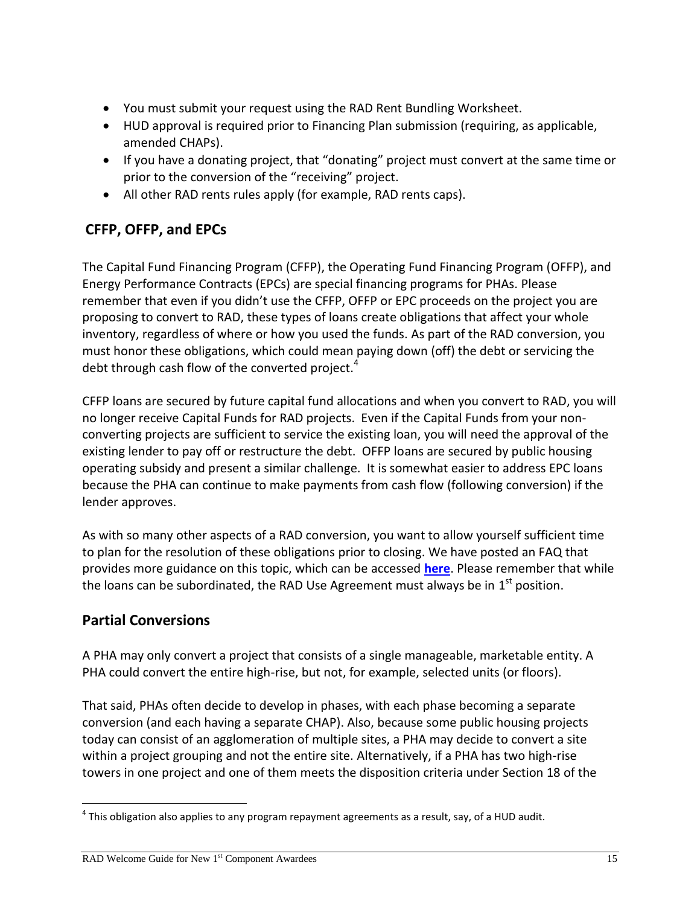- You must submit your request using the RAD Rent Bundling Worksheet.
- HUD approval is required prior to Financing Plan submission (requiring, as applicable, amended CHAPs).
- If you have a donating project, that "donating" project must convert at the same time or prior to the conversion of the "receiving" project.
- All other RAD rents rules apply (for example, RAD rents caps).

## CFFP, OFFP, and EPCs

The Capital Fund Financing Program (CFFP), the Operating Fund Financing Program (OFFP), and Energy Performance Contracts (EPCs) are special financing programs for PHAs. Please remember that even if you didn't use the CFFP, OFFP or EPC proceeds on the project you are proposing to convert to RAD, these types of loans create obligations that affect your whole inventory, regardless of where or how you used the funds. As part of the RAD conversion, you must honor these obligations, which could mean paying down (off) the debt or servicing the debt through cash flow of the converted project.[4]

CFFP loans are secured by future capital fund allocations and when you convert to RAD, you will no longer receive Capital Funds for RAD projects. Even if the Capital Funds from your non-converting projects are sufficient to service the existing loan, you will need the approval of the existing lender to pay off or restructure the debt. OFFP loans are secured by public housing operating subsidy and present a similar challenge. It is somewhat easier to address EPC loans because the PHA can continue to make payments from cash flow (following conversion) if the lender approves.

As with so many other aspects of a RAD conversion, you want to allow yourself sufficient time to plan for the resolution of these obligations prior to closing. We have posted an FAQ that provides more guidance on this topic, which can be accessed **here**. Please remember that while the loans can be subordinated, the RAD Use Agreement must always be in 1st position.

## Partial Conversions

A PHA may only convert a project that consists of a single manageable, marketable entity. A PHA could convert the entire high-rise, but not, for example, selected units (or floors).

That said, PHAs often decide to develop in phases, with each phase becoming a separate conversion (and each having a separate CHAP). Also, because some public housing projects today can consist of an agglomeration of multiple sites, a PHA may decide to convert a site within a project grouping and not the entire site. Alternatively, if a PHA has two high-rise towers in one project and one of them meets the disposition criteria under Section 18 of the

[4] This obligation also applies to any program repayment agreements as a result, say, of a HUD audit.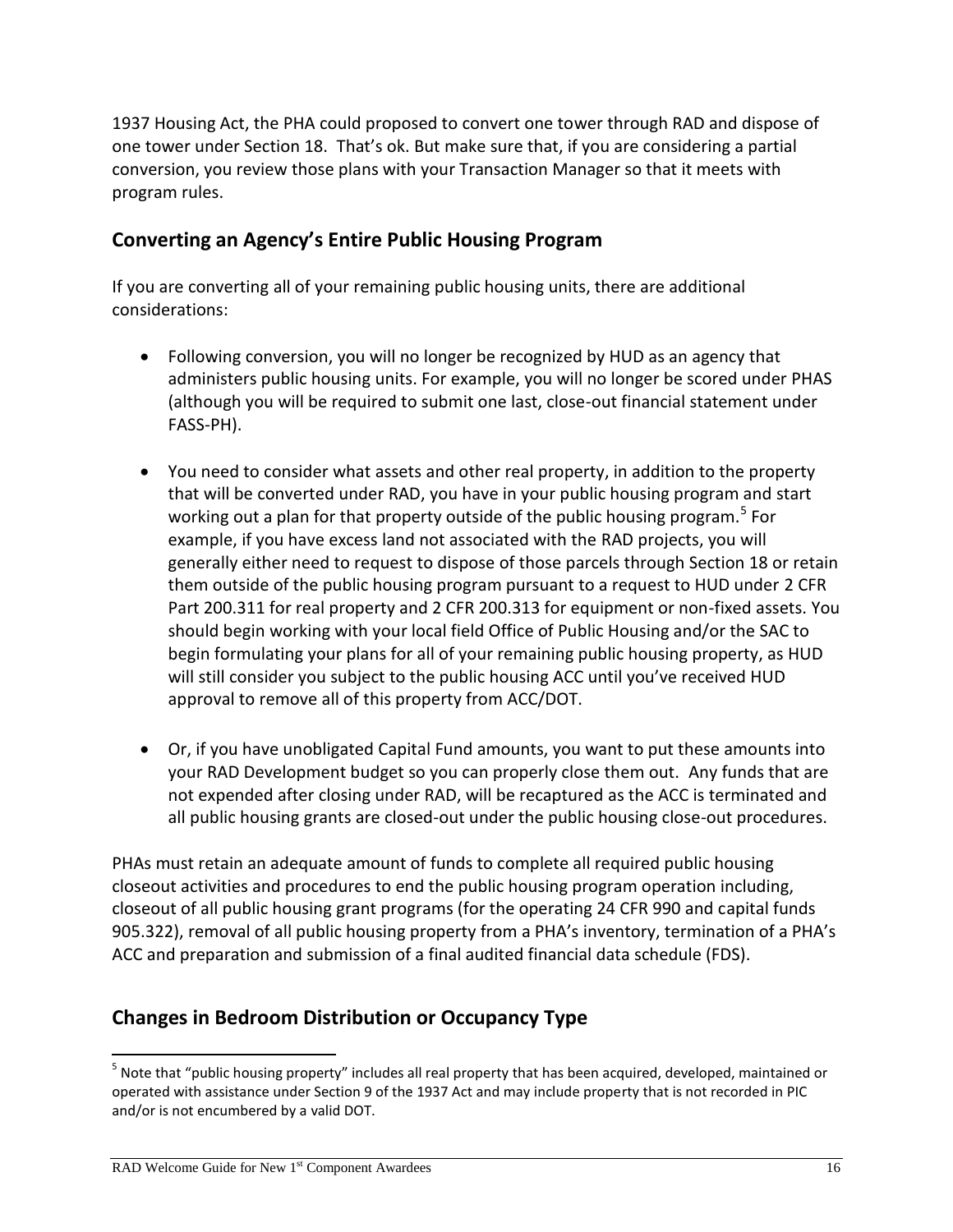1937 Housing Act, the PHA could proposed to convert one tower through RAD and dispose of one tower under Section 18. That's ok. But make sure that, if you are considering a partial conversion, you review those plans with your Transaction Manager so that it meets with program rules.

## Converting an Agency's Entire Public Housing Program

If you are converting all of your remaining public housing units, there are additional considerations:

- Following conversion, you will no longer be recognized by HUD as an agency that administers public housing units. For example, you will no longer be scored under PHAS (although you will be required to submit one last, close-out financial statement under FASS-PH).

- You need to consider what assets and other real property, in addition to the property that will be converted under RAD, you have in your public housing program and start working out a plan for that property outside of the public housing program.[5] For example, if you have excess land not associated with the RAD projects, you will generally either need to request to dispose of those parcels through Section 18 or retain them outside of the public housing program pursuant to a request to HUD under 2 CFR Part 200.311 for real property and 2 CFR 200.313 for equipment or non-fixed assets. You should begin working with your local field Office of Public Housing and/or the SAC to begin formulating your plans for all of your remaining public housing property, as HUD will still consider you subject to the public housing ACC until you've received HUD approval to remove all of this property from ACC/DOT.

- Or, if you have unobligated Capital Fund amounts, you want to put these amounts into your RAD Development budget so you can properly close them out. Any funds that are not expended after closing under RAD, will be recaptured as the ACC is terminated and all public housing grants are closed-out under the public housing close-out procedures.

PHAs must retain an adequate amount of funds to complete all required public housing closeout activities and procedures to end the public housing program operation including, closeout of all public housing grant programs (for the operating 24 CFR 990 and capital funds 905.322), removal of all public housing property from a PHA's inventory, termination of a PHA's ACC and preparation and submission of a final audited financial data schedule (FDS).

## Changes in Bedroom Distribution or Occupancy Type

[5] Note that "public housing property" includes all real property that has been acquired, developed, maintained or operated with assistance under Section 9 of the 1937 Act and may include property that is not recorded in PIC and/or is not encumbered by a valid DOT.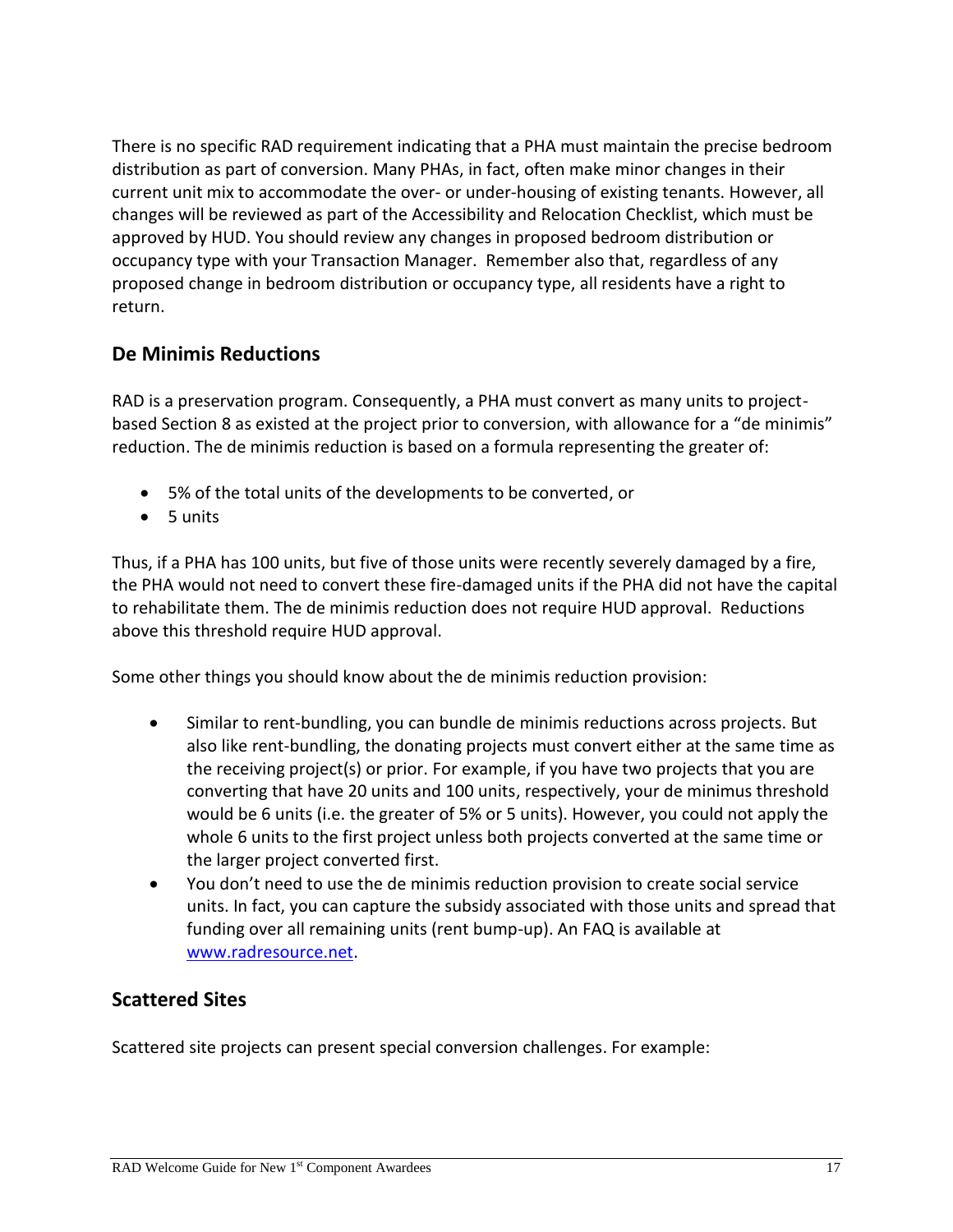There is no specific RAD requirement indicating that a PHA must maintain the precise bedroom distribution as part of conversion. Many PHAs, in fact, often make minor changes in their current unit mix to accommodate the over- or under-housing of existing tenants. However, all changes will be reviewed as part of the Accessibility and Relocation Checklist, which must be approved by HUD. You should review any changes in proposed bedroom distribution or occupancy type with your Transaction Manager. Remember also that, regardless of any proposed change in bedroom distribution or occupancy type, all residents have a right to return.

## De Minimis Reductions

RAD is a preservation program. Consequently, a PHA must convert as many units to project-based Section 8 as existed at the project prior to conversion, with allowance for a "de minimis" reduction. The de minimis reduction is based on a formula representing the greater of:

- 5% of the total units of the developments to be converted, or
- 5 units

Thus, if a PHA has 100 units, but five of those units were recently severely damaged by a fire, the PHA would not need to convert these fire-damaged units if the PHA did not have the capital to rehabilitate them. The de minimis reduction does not require HUD approval. Reductions above this threshold require HUD approval.

Some other things you should know about the de minimis reduction provision:

- Similar to rent-bundling, you can bundle de minimis reductions across projects. But also like rent-bundling, the donating projects must convert either at the same time as the receiving project(s) or prior. For example, if you have two projects that you are converting that have 20 units and 100 units, respectively, your de minimus threshold would be 6 units (i.e. the greater of 5% or 5 units). However, you could not apply the whole 6 units to the first project unless both projects converted at the same time or the larger project converted first.
- You don't need to use the de minimis reduction provision to create social service units. In fact, you can capture the subsidy associated with those units and spread that funding over all remaining units (rent bump-up). An FAQ is available at [www.radresource.net](www.radresource.net).

## Scattered Sites

Scattered site projects can present special conversion challenges. For example: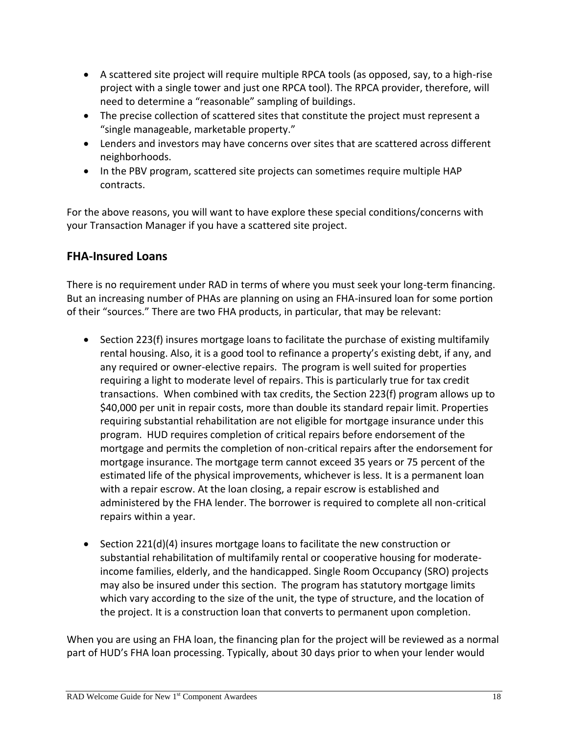- A scattered site project will require multiple RPCA tools (as opposed, say, to a high-rise project with a single tower and just one RPCA tool). The RPCA provider, therefore, will need to determine a "reasonable" sampling of buildings.
- The precise collection of scattered sites that constitute the project must represent a "single manageable, marketable property."
- Lenders and investors may have concerns over sites that are scattered across different neighborhoods.
- In the PBV program, scattered site projects can sometimes require multiple HAP contracts.

For the above reasons, you will want to have explore these special conditions/concerns with your Transaction Manager if you have a scattered site project.

## FHA-Insured Loans

There is no requirement under RAD in terms of where you must seek your long-term financing. But an increasing number of PHAs are planning on using an FHA-insured loan for some portion of their "sources." There are two FHA products, in particular, that may be relevant:

- Section 223(f) insures mortgage loans to facilitate the purchase of existing multifamily rental housing. Also, it is a good tool to refinance a property's existing debt, if any, and any required or owner-elective repairs. The program is well suited for properties requiring a light to moderate level of repairs. This is particularly true for tax credit transactions. When combined with tax credits, the Section 223(f) program allows up to $40,000 per unit in repair costs, more than double its standard repair limit. Properties requiring substantial rehabilitation are not eligible for mortgage insurance under this program. HUD requires completion of critical repairs before endorsement of the mortgage and permits the completion of non-critical repairs after the endorsement for mortgage insurance. The mortgage term cannot exceed 35 years or 75 percent of the estimated life of the physical improvements, whichever is less. It is a permanent loan with a repair escrow. At the loan closing, a repair escrow is established and administered by the FHA lender. The borrower is required to complete all non-critical repairs within a year.

- Section 221(d)(4) insures mortgage loans to facilitate the new construction or substantial rehabilitation of multifamily rental or cooperative housing for moderate-income families, elderly, and the handicapped. Single Room Occupancy (SRO) projects may also be insured under this section. The program has statutory mortgage limits which vary according to the size of the unit, the type of structure, and the location of the project. It is a construction loan that converts to permanent upon completion.

When you are using an FHA loan, the financing plan for the project will be reviewed as a normal part of HUD's FHA loan processing. Typically, about 30 days prior to when your lender would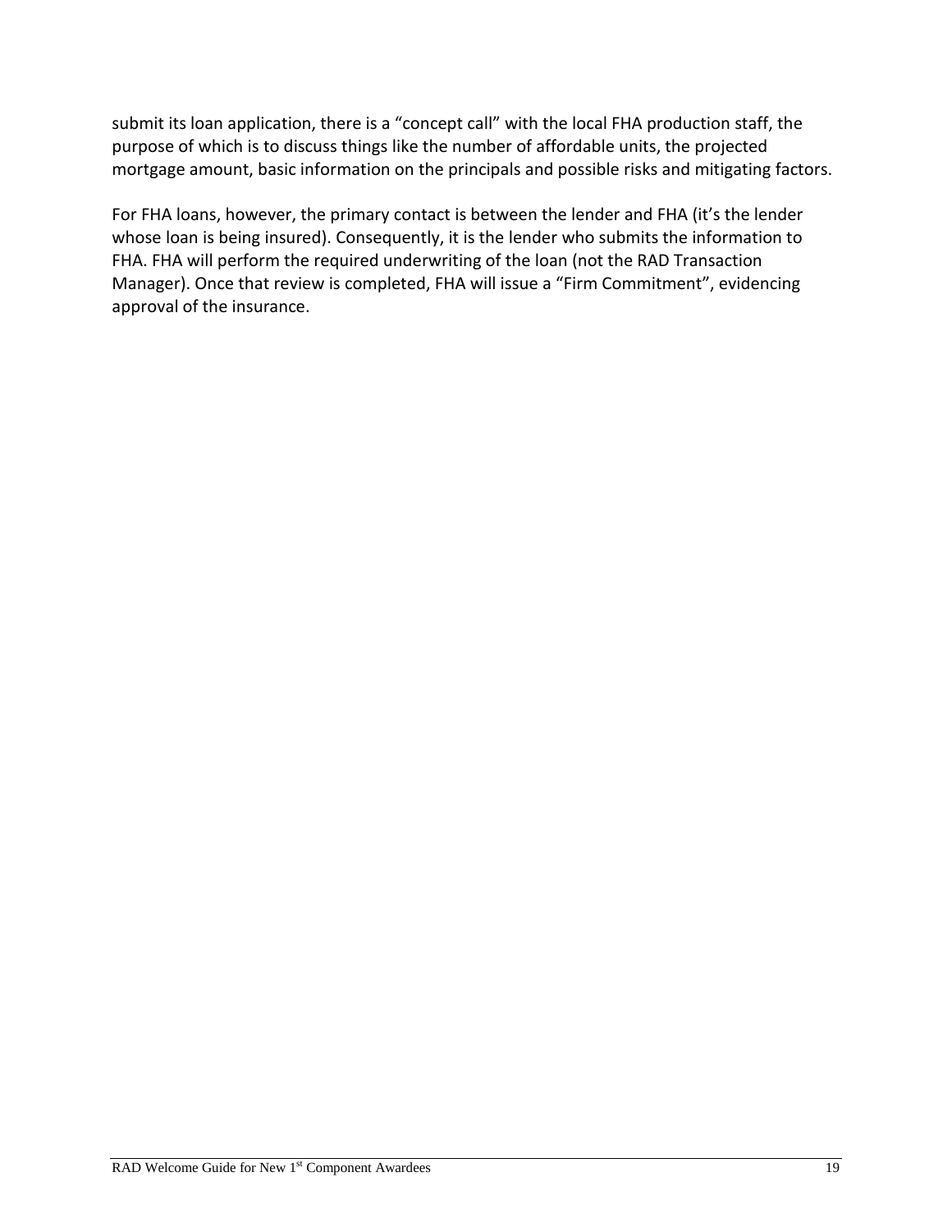submit its loan application, there is a “concept call” with the local FHA production staff, the purpose of which is to discuss things like the number of affordable units, the projected mortgage amount, basic information on the principals and possible risks and mitigating factors.

For FHA loans, however, the primary contact is between the lender and FHA (it’s the lender whose loan is being insured). Consequently, it is the lender who submits the information to FHA. FHA will perform the required underwriting of the loan (not the RAD Transaction Manager). Once that review is completed, FHA will issue a “Firm Commitment”, evidencing approval of the insurance.